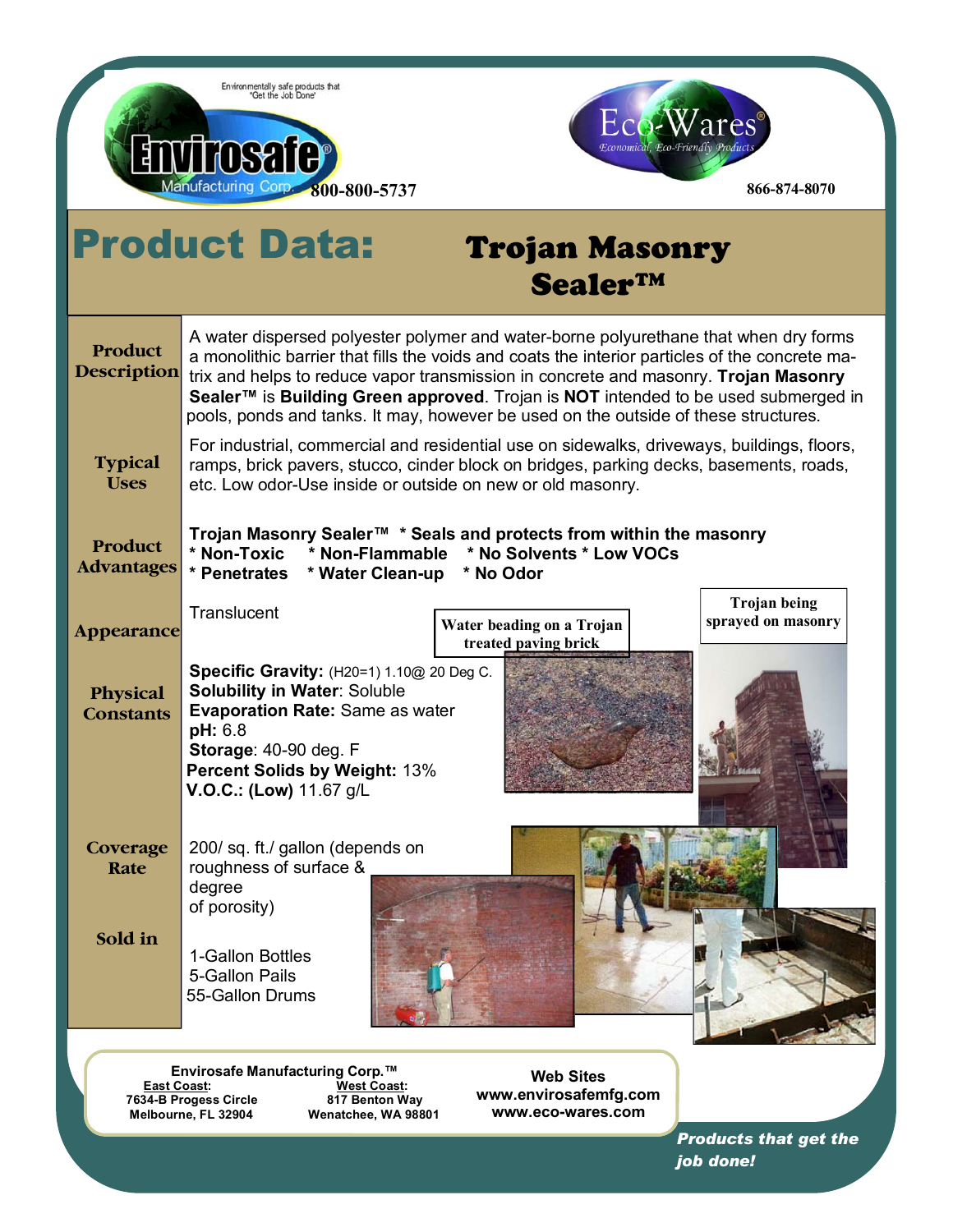Environmentally safe products that "Get the Job Done"

**Envirosafe® Manufacturing Corp.** 800-800-5737

**Eco-Wares®** *Economical, Eco-Friendly Products* 866-874-8070

# Product Data: Trojan Masonry Sealer™

**Product Description**

A water dispersed polyester polymer and water-borne polyurethane that when dry forms a monolithic barrier that fills the voids and coats the interior particles of the concrete matrix and helps to reduce vapor transmission in concrete and masonry. **Trojan Masonry Sealer™** is **Building Green approved**. Trojan is **NOT** intended to be used submerged in pools, ponds and tanks. It may, however be used on the outside of these structures.

**Typical Uses**

For industrial, commercial and residential use on sidewalks, driveways, buildings, floors, ramps, brick pavers, stucco, cinder block on bridges, parking decks, basements, roads, etc. Low odor-Use inside or outside on new or old masonry.

**Product Advantages**

**Trojan Masonry Sealer™ * Seals and protects from within the masonry**
**\* Non-Toxic \* Non-Flammable \* No Solvents \* Low VOCs**
**\* Penetrates \* Water Clean-up \* No Odor**

**Appearance**

Translucent

**Physical Constants**

**Specific Gravity:** ($H_2O$=1) 1.10@ 20 Deg C.
**Solubility in Water**: Soluble
**Evaporation Rate:** Same as water
**pH:** 6.8
**Storage**: 40-90 deg. F
**Percent Solids by Weight:** 13%
**V.O.C.: (Low)** 11.67 g/L

Water beading on a Trojan treated paving brick

Trojan being sprayed on masonry

**Coverage Rate**

200/ sq. ft./ gallon (depends on roughness of surface & degree of porosity)

**Sold in**

1-Gallon Bottles
5-Gallon Pails
55-Gallon Drums

**Envirosafe Manufacturing Corp.™**

| East Coast: | West Coast: |
|---|---|
| 7634-B Progess Circle | 817 Benton Way |
| Melbourne, FL 32904 | Wenatchee, WA 98801 |

**Web Sites**
**www.envirosafemfg.com**
**www.eco-wares.com**

***Products that get the job done!***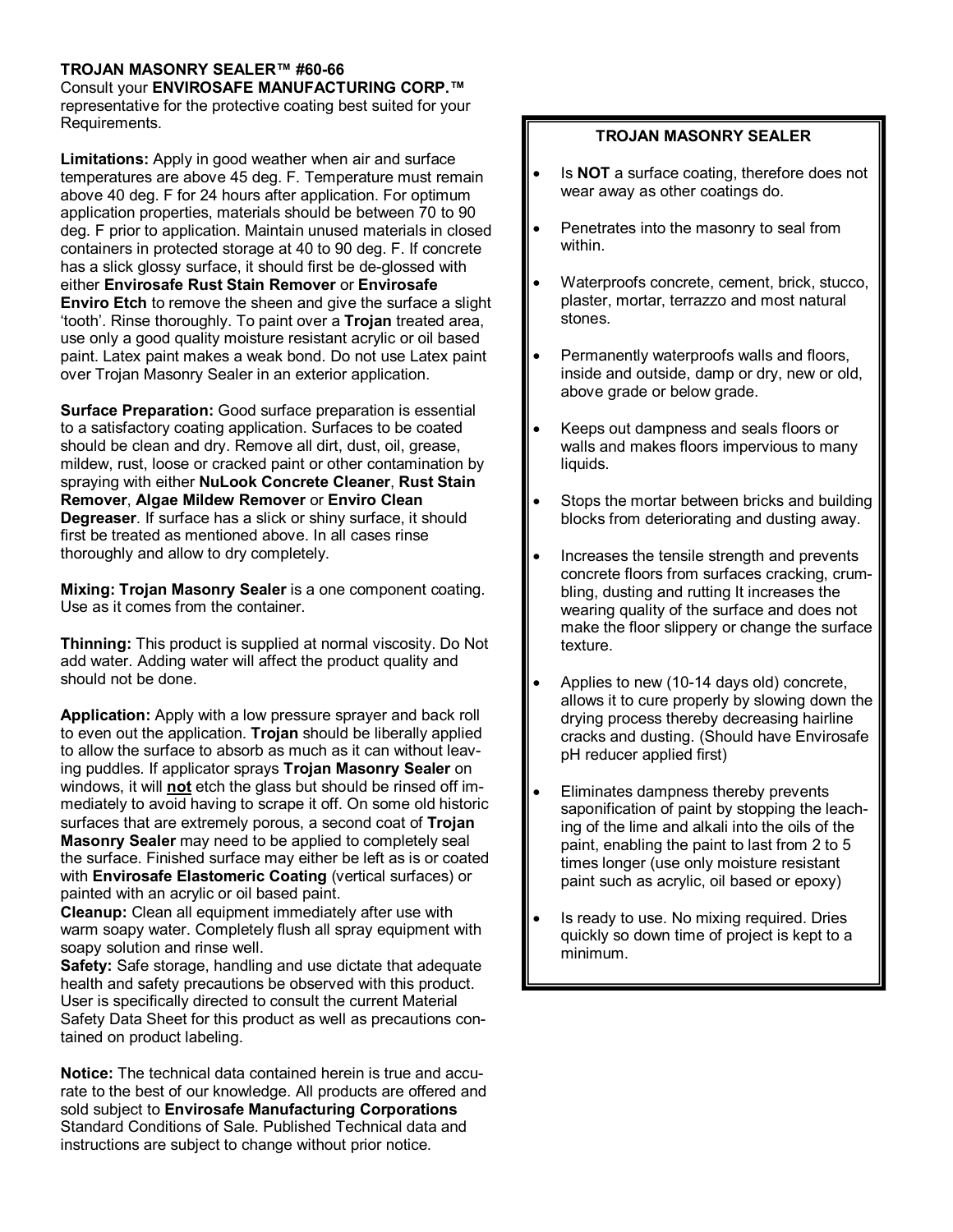**TROJAN MASONRY SEALER™ #60-66**

Consult your **ENVIROSAFE MANUFACTURING CORP.™** representative for the protective coating best suited for your Requirements.

**Limitations:** Apply in good weather when air and surface temperatures are above 45 deg. F. Temperature must remain above 40 deg. F for 24 hours after application. For optimum application properties, materials should be between 70 to 90 deg. F prior to application. Maintain unused materials in closed containers in protected storage at 40 to 90 deg. F. If concrete has a slick glossy surface, it should first be de-glossed with either **Envirosafe Rust Stain Remover** or **Envirosafe Enviro Etch** to remove the sheen and give the surface a slight 'tooth'. Rinse thoroughly. To paint over a **Trojan** treated area, use only a good quality moisture resistant acrylic or oil based paint. Latex paint makes a weak bond. Do not use Latex paint over Trojan Masonry Sealer in an exterior application.

**Surface Preparation:** Good surface preparation is essential to a satisfactory coating application. Surfaces to be coated should be clean and dry. Remove all dirt, dust, oil, grease, mildew, rust, loose or cracked paint or other contamination by spraying with either **NuLook Concrete Cleaner**, **Rust Stain Remover**, **Algae Mildew Remover** or **Enviro Clean Degreaser**. If surface has a slick or shiny surface, it should first be treated as mentioned above. In all cases rinse thoroughly and allow to dry completely.

**Mixing: Trojan Masonry Sealer** is a one component coating. Use as it comes from the container.

**Thinning:** This product is supplied at normal viscosity. Do Not add water. Adding water will affect the product quality and should not be done.

**Application:** Apply with a low pressure sprayer and back roll to even out the application. **Trojan** should be liberally applied to allow the surface to absorb as much as it can without leaving puddles. If applicator sprays **Trojan Masonry Sealer** on windows, it will **not** etch the glass but should be rinsed off immediately to avoid having to scrape it off. On some old historic surfaces that are extremely porous, a second coat of **Trojan Masonry Sealer** may need to be applied to completely seal the surface. Finished surface may either be left as is or coated with **Envirosafe Elastomeric Coating** (vertical surfaces) or painted with an acrylic or oil based paint.

**Cleanup:** Clean all equipment immediately after use with warm soapy water. Completely flush all spray equipment with soapy solution and rinse well.

**Safety:** Safe storage, handling and use dictate that adequate health and safety precautions be observed with this product. User is specifically directed to consult the current Material Safety Data Sheet for this product as well as precautions contained on product labeling.

**Notice:** The technical data contained herein is true and accurate to the best of our knowledge. All products are offered and sold subject to **Envirosafe Manufacturing Corporations** Standard Conditions of Sale. Published Technical data and instructions are subject to change without prior notice.

**TROJAN MASONRY SEALER**

- Is **NOT** a surface coating, therefore does not wear away as other coatings do.
- Penetrates into the masonry to seal from within.
- Waterproofs concrete, cement, brick, stucco, plaster, mortar, terrazzo and most natural stones.
- Permanently waterproofs walls and floors, inside and outside, damp or dry, new or old, above grade or below grade.
- Keeps out dampness and seals floors or walls and makes floors impervious to many liquids.
- Stops the mortar between bricks and building blocks from deteriorating and dusting away.
- Increases the tensile strength and prevents concrete floors from surfaces cracking, crumbling, dusting and rutting It increases the wearing quality of the surface and does not make the floor slippery or change the surface texture.
- Applies to new (10-14 days old) concrete, allows it to cure properly by slowing down the drying process thereby decreasing hairline cracks and dusting. (Should have Envirosafe pH reducer applied first)
- Eliminates dampness thereby prevents saponification of paint by stopping the leaching of the lime and alkali into the oils of the paint, enabling the paint to last from 2 to 5 times longer (use only moisture resistant paint such as acrylic, oil based or epoxy)
- Is ready to use. No mixing required. Dries quickly so down time of project is kept to a minimum.